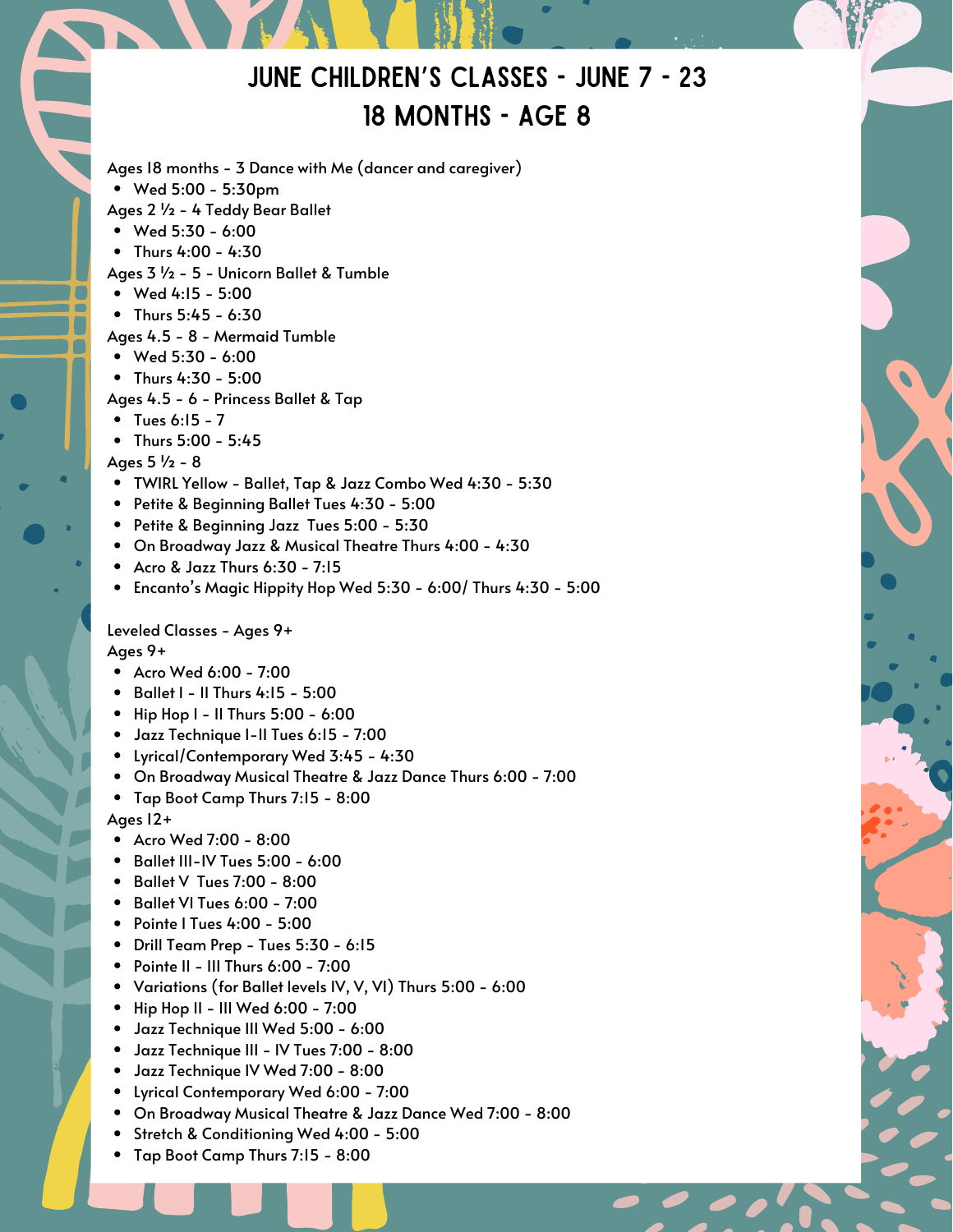# June Children's Classes - June 7 - 23
# 18 Months - Age 8

Ages 18 months - 3 Dance with Me (dancer and caregiver)

- Wed 5:00 - 5:30pm

Ages 2 ½ - 4 Teddy Bear Ballet

- Wed 5:30 - 6:00
- Thurs 4:00 - 4:30

Ages 3 ½ - 5 - Unicorn Ballet & Tumble

- Wed 4:15 - 5:00
- Thurs 5:45 - 6:30

Ages 4.5 - 8 - Mermaid Tumble

- Wed 5:30 - 6:00
- Thurs 4:30 - 5:00

Ages 4.5 - 6 - Princess Ballet & Tap

- Tues 6:15 - 7
- Thurs 5:00 - 5:45

Ages 5 ½ - 8

- TWIRL Yellow - Ballet, Tap & Jazz Combo Wed 4:30 - 5:30
- Petite & Beginning Ballet Tues 4:30 - 5:00
- Petite & Beginning Jazz Tues 5:00 - 5:30
- On Broadway Jazz & Musical Theatre Thurs 4:00 - 4:30
- Acro & Jazz Thurs 6:30 - 7:15
- Encanto's Magic Hippity Hop Wed 5:30 - 6:00/ Thurs 4:30 - 5:00

Leveled Classes - Ages 9+

Ages 9+

- Acro Wed 6:00 - 7:00
- Ballet I - II Thurs 4:15 - 5:00
- Hip Hop I - II Thurs 5:00 - 6:00
- Jazz Technique I-II Tues 6:15 - 7:00
- Lyrical/Contemporary Wed 3:45 - 4:30
- On Broadway Musical Theatre & Jazz Dance Thurs 6:00 - 7:00
- Tap Boot Camp Thurs 7:15 - 8:00

Ages 12+

- Acro Wed 7:00 - 8:00
- Ballet III-IV Tues 5:00 - 6:00
- Ballet V Tues 7:00 - 8:00
- Ballet VI Tues 6:00 - 7:00
- Pointe I Tues 4:00 - 5:00
- Drill Team Prep - Tues 5:30 - 6:15
- Pointe II - III Thurs 6:00 - 7:00
- Variations (for Ballet levels IV, V, VI) Thurs 5:00 - 6:00
- Hip Hop II - III Wed 6:00 - 7:00
- Jazz Technique III Wed 5:00 - 6:00
- Jazz Technique III - IV Tues 7:00 - 8:00
- Jazz Technique IV Wed 7:00 - 8:00
- Lyrical Contemporary Wed 6:00 - 7:00
- On Broadway Musical Theatre & Jazz Dance Wed 7:00 - 8:00
- Stretch & Conditioning Wed 4:00 - 5:00
- Tap Boot Camp Thurs 7:15 - 8:00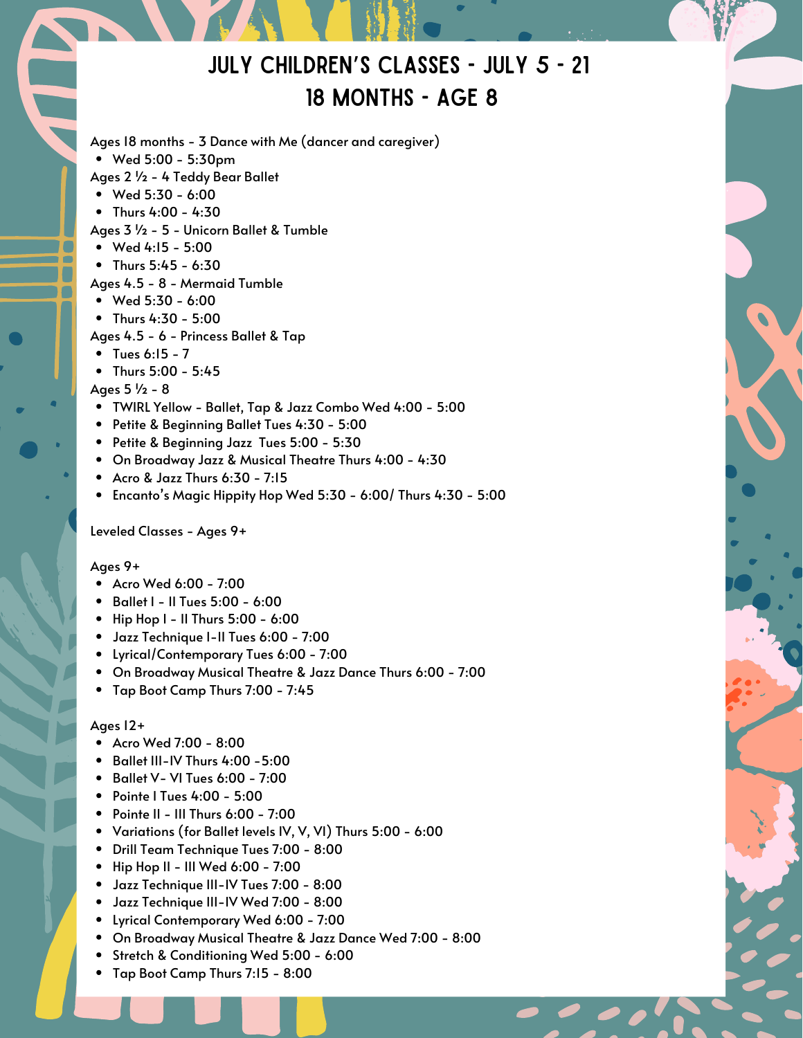# JULY CHILDREN'S CLASSES - JULY 5 - 21
# 18 MONTHS - AGE 8

Ages 18 months - 3 Dance with Me (dancer and caregiver)
- Wed 5:00 - 5:30pm

Ages 2 ½ - 4 Teddy Bear Ballet
- Wed 5:30 - 6:00
- Thurs 4:00 - 4:30

Ages 3 ½ - 5 - Unicorn Ballet & Tumble
- Wed 4:15 - 5:00
- Thurs 5:45 - 6:30

Ages 4.5 - 8 - Mermaid Tumble
- Wed 5:30 - 6:00
- Thurs 4:30 - 5:00

Ages 4.5 - 6 - Princess Ballet & Tap
- Tues 6:15 - 7
- Thurs 5:00 - 5:45

Ages 5 ½ - 8
- TWIRL Yellow - Ballet, Tap & Jazz Combo Wed 4:00 - 5:00
- Petite & Beginning Ballet Tues 4:30 - 5:00
- Petite & Beginning Jazz Tues 5:00 - 5:30
- On Broadway Jazz & Musical Theatre Thurs 4:00 - 4:30
- Acro & Jazz Thurs 6:30 - 7:15
- Encanto's Magic Hippity Hop Wed 5:30 - 6:00/ Thurs 4:30 - 5:00

Leveled Classes - Ages 9+

Ages 9+
- Acro Wed 6:00 - 7:00
- Ballet I - II Tues 5:00 - 6:00
- Hip Hop I - II Thurs 5:00 - 6:00
- Jazz Technique I-II Tues 6:00 - 7:00
- Lyrical/Contemporary Tues 6:00 - 7:00
- On Broadway Musical Theatre & Jazz Dance Thurs 6:00 - 7:00
- Tap Boot Camp Thurs 7:00 - 7:45

Ages 12+
- Acro Wed 7:00 - 8:00
- Ballet III-IV Thurs 4:00 -5:00
- Ballet V- VI Tues 6:00 - 7:00
- Pointe I Tues 4:00 - 5:00
- Pointe II - III Thurs 6:00 - 7:00
- Variations (for Ballet levels IV, V, VI) Thurs 5:00 - 6:00
- Drill Team Technique Tues 7:00 - 8:00
- Hip Hop II - III Wed 6:00 - 7:00
- Jazz Technique III-IV Tues 7:00 - 8:00
- Jazz Technique III-IV Wed 7:00 - 8:00
- Lyrical Contemporary Wed 6:00 - 7:00
- On Broadway Musical Theatre & Jazz Dance Wed 7:00 - 8:00
- Stretch & Conditioning Wed 5:00 - 6:00
- Tap Boot Camp Thurs 7:15 - 8:00